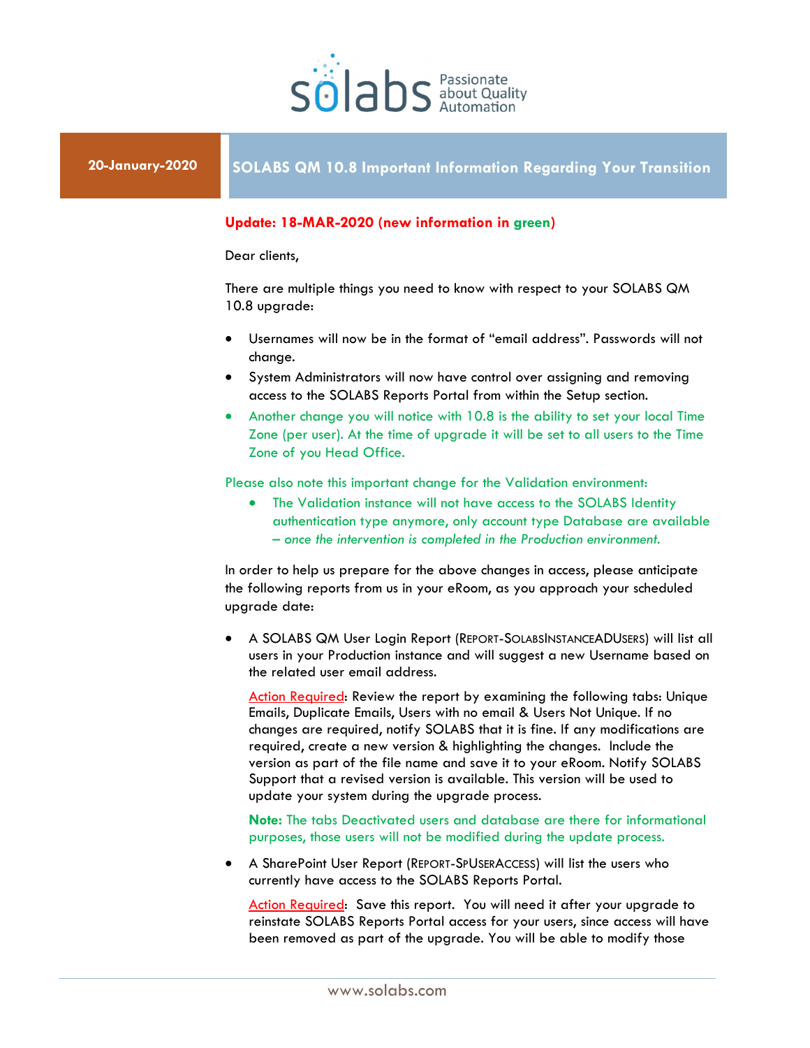**20-January-2020**

# SOLABS QM 10.8 Important Information Regarding Your Transition

**Update: 18-MAR-2020 (new information in green)**

Dear clients,

There are multiple things you need to know with respect to your SOLABS QM 10.8 upgrade:

- Usernames will now be in the format of "email address". Passwords will not change.
- System Administrators will now have control over assigning and removing access to the SOLABS Reports Portal from within the Setup section.
- Another change you will notice with 10.8 is the ability to set your local Time Zone (per user). At the time of upgrade it will be set to all users to the Time Zone of you Head Office.

Please also note this important change for the Validation environment:

- The Validation instance will not have access to the SOLABS Identity authentication type anymore, only account type Database are available *– once the intervention is completed in the Production environment.*

In order to help us prepare for the above changes in access, please anticipate the following reports from us in your eRoom, as you approach your scheduled upgrade date:

- A SOLABS QM User Login Report (REPORT-SOLABSINSTANCEADUSERS) will list all users in your Production instance and will suggest a new Username based on the related user email address.

  Action Required: Review the report by examining the following tabs: Unique Emails, Duplicate Emails, Users with no email & Users Not Unique. If no changes are required, notify SOLABS that it is fine. If any modifications are required, create a new version & highlighting the changes. Include the version as part of the file name and save it to your eRoom. Notify SOLABS Support that a revised version is available. This version will be used to update your system during the upgrade process.

  **Note:** The tabs Deactivated users and database are there for informational purposes, those users will not be modified during the update process.

- A SharePoint User Report (REPORT-SPUSERACCESS) will list the users who currently have access to the SOLABS Reports Portal.

  Action Required: Save this report. You will need it after your upgrade to reinstate SOLABS Reports Portal access for your users, since access will have been removed as part of the upgrade. You will be able to modify those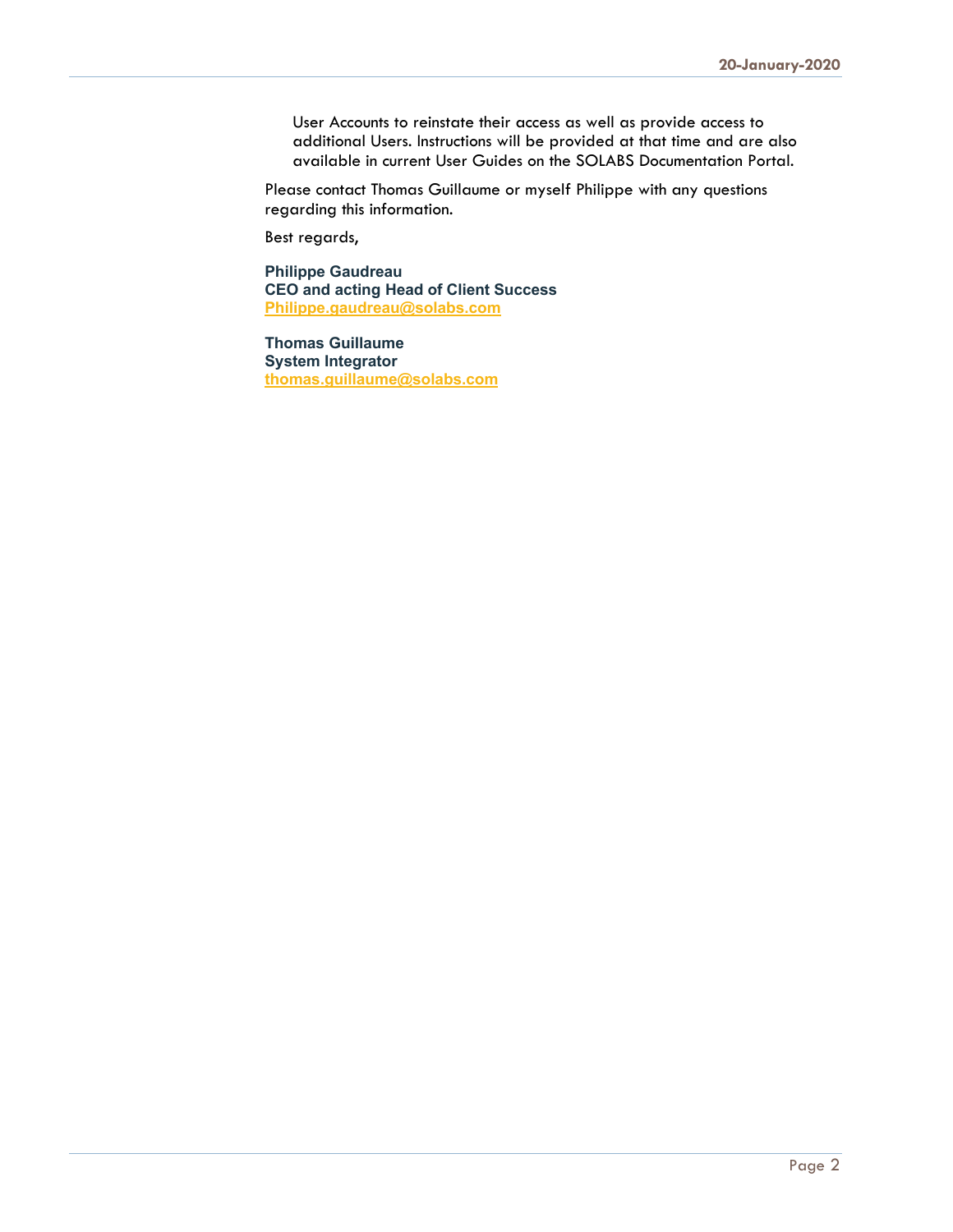User Accounts to reinstate their access as well as provide access to additional Users. Instructions will be provided at that time and are also available in current User Guides on the SOLABS Documentation Portal.

Please contact Thomas Guillaume or myself Philippe with any questions regarding this information.

Best regards,

**Philippe Gaudreau**
**CEO and acting Head of Client Success**
**Philippe.gaudreau@solabs.com**

**Thomas Guillaume**
**System Integrator**
**thomas.guillaume@solabs.com**